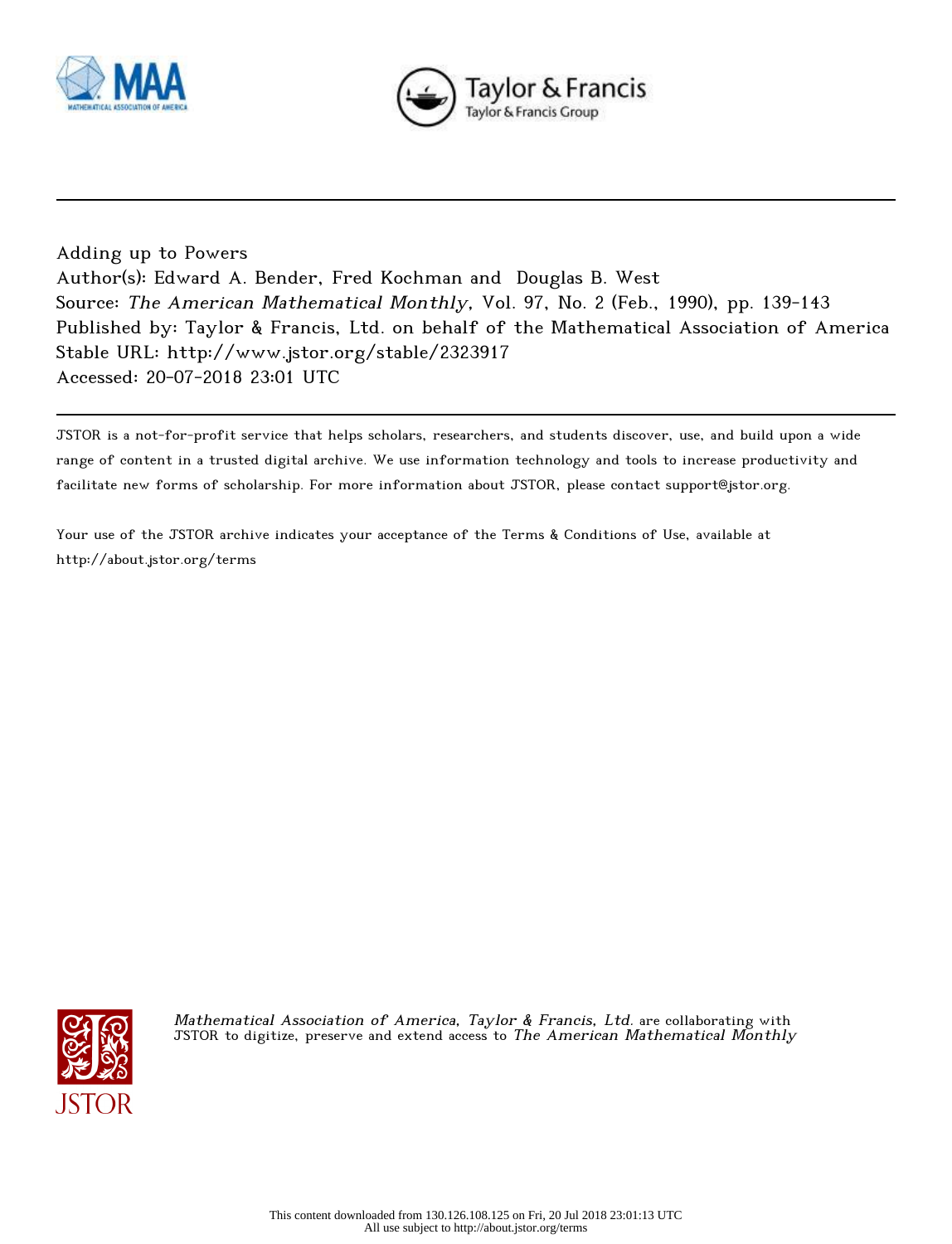Adding up to Powers

Author(s): Edward A. Bender, Fred Kochman and Douglas B. West

Source: *The American Mathematical Monthly*, Vol. 97, No. 2 (Feb., 1990), pp. 139-143

Published by: Taylor & Francis, Ltd. on behalf of the Mathematical Association of America

Stable URL: http://www.jstor.org/stable/2323917

Accessed: 20-07-2018 23:01 UTC

JSTOR is a not-for-profit service that helps scholars, researchers, and students discover, use, and build upon a wide range of content in a trusted digital archive. We use information technology and tools to increase productivity and facilitate new forms of scholarship. For more information about JSTOR, please contact support@jstor.org.

Your use of the JSTOR archive indicates your acceptance of the Terms & Conditions of Use, available at http://about.jstor.org/terms

*Mathematical Association of America, Taylor & Francis, Ltd.* are collaborating with JSTOR to digitize, preserve and extend access to *The American Mathematical Monthly*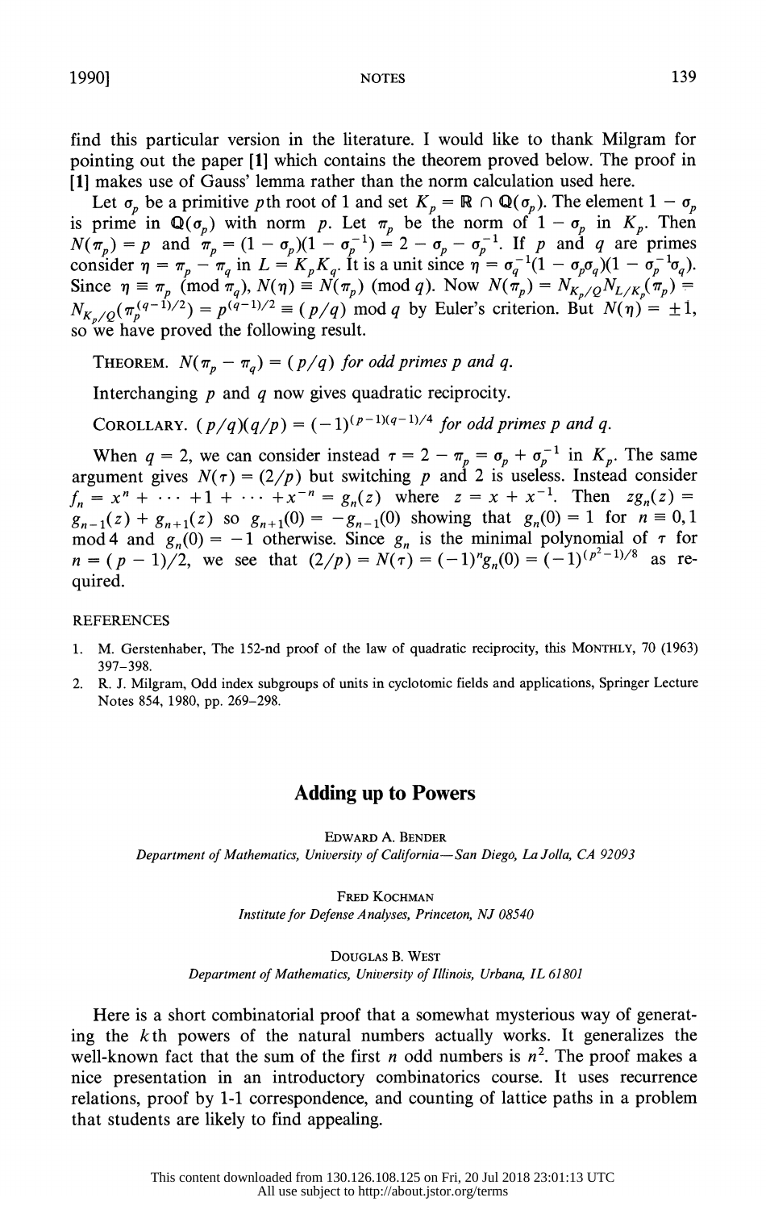find this particular version in the literature. I would like to thank Milgram for pointing out the paper [1] which contains the theorem proved below. The proof in [1] makes use of Gauss' lemma rather than the norm calculation used here.

Let $\sigma_p$ be a primitive $p$th root of 1 and set $K_p = \mathbb{R} \cap \mathbb{Q}(\sigma_p)$. The element $1 - \sigma_p$ is prime in $\mathbb{Q}(\sigma_p)$ with norm $p$. Let $\pi_p$ be the norm of $1 - \sigma_p$ in $K_p$. Then $N(\pi_p) = p$ and $\pi_p = (1 - \sigma_p)(1 - \sigma_p^{-1}) = 2 - \sigma_p - \sigma_p^{-1}$. If $p$ and $q$ are primes consider $\eta = \pi_p - \pi_q$ in $L = K_p K_q$. It is a unit since $\eta = \sigma_q^{-1}(1 - \sigma_p\sigma_q)(1 - \sigma_p^{-1}\sigma_q)$. Since $\eta \equiv \pi_p \pmod{\pi_q}$, $N(\eta) \equiv N(\pi_p) \pmod q$. Now $N(\pi_p) = N_{K_p/\mathbb{Q}} N_{L/K_p}(\pi_p) = N_{K_p/\mathbb{Q}}(\pi_p^{(q-1)/2}) = p^{(q-1)/2} \equiv (p/q) \bmod q$ by Euler's criterion. But $N(\eta) = \pm 1$, so we have proved the following result.

THEOREM. *$N(\pi_p - \pi_q) = (p/q)$ for odd primes $p$ and $q$.*

Interchanging $p$ and $q$ now gives quadratic reciprocity.

COROLLARY. *$(p/q)(q/p) = (-1)^{(p-1)(q-1)/4}$ for odd primes $p$ and $q$.*

When $q = 2$, we can consider instead $\tau = 2 - \pi_p = \sigma_p + \sigma_p^{-1}$ in $K_p$. The same argument gives $N(\tau) = (2/p)$ but switching $p$ and 2 is useless. Instead consider $f_n = x^n + \cdots + 1 + \cdots + x^{-n} = g_n(z)$ where $z = x + x^{-1}$. Then $zg_n(z) = g_{n-1}(z) + g_{n+1}(z)$ so $g_{n+1}(0) = -g_{n-1}(0)$ showing that $g_n(0) = 1$ for $n \equiv 0, 1 \bmod 4$ and $g_n(0) = -1$ otherwise. Since $g_n$ is the minimal polynomial of $\tau$ for $n = (p-1)/2$, we see that $(2/p) = N(\tau) = (-1)^n g_n(0) = (-1)^{(p^2-1)/8}$ as required.

REFERENCES

1. M. Gerstenhaber, The 152-nd proof of the law of quadratic reciprocity, this MONTHLY, 70 (1963) 397–398.
2. R. J. Milgram, Odd index subgroups of units in cyclotomic fields and applications, Springer Lecture Notes 854, 1980, pp. 269–298.

## Adding up to Powers

EDWARD A. BENDER
*Department of Mathematics, University of California—San Diego, La Jolla, CA 92093*

FRED KOCHMAN
*Institute for Defense Analyses, Princeton, NJ 08540*

DOUGLAS B. WEST
*Department of Mathematics, University of Illinois, Urbana, IL 61801*

Here is a short combinatorial proof that a somewhat mysterious way of generating the $k$th powers of the natural numbers actually works. It generalizes the well-known fact that the sum of the first $n$ odd numbers is $n^2$. The proof makes a nice presentation in an introductory combinatorics course. It uses recurrence relations, proof by 1-1 correspondence, and counting of lattice paths in a problem that students are likely to find appealing.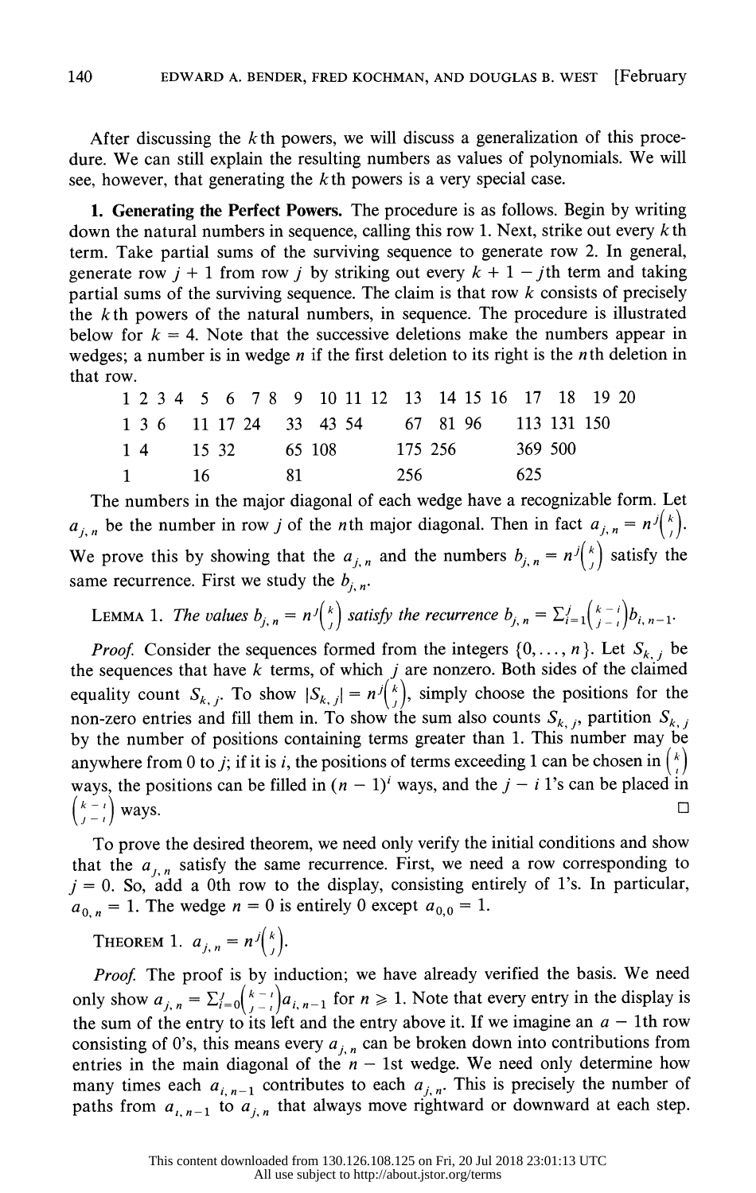After discussing the $k$th powers, we will discuss a generalization of this procedure. We can still explain the resulting numbers as values of polynomials. We will see, however, that generating the $k$th powers is a very special case.

**1. Generating the Perfect Powers.** The procedure is as follows. Begin by writing down the natural numbers in sequence, calling this row 1. Next, strike out every $k$th term. Take partial sums of the surviving sequence to generate row 2. In general, generate row $j+1$ from row $j$ by striking out every $k+1-j$th term and taking partial sums of the surviving sequence. The claim is that row $k$ consists of precisely the $k$th powers of the natural numbers, in sequence. The procedure is illustrated below for $k = 4$. Note that the successive deletions make the numbers appear in wedges; a number is in wedge $n$ if the first deletion to its right is the $n$th deletion in that row.

```
1 2 3 4   5  6  7 8    9  10 11 12   13  14 15 16   17  18  19 20
1 3 6    11 17 24     33  43 54      67  81 96     113 131 150
1 4      15 32        65 108        175 256        369 500
1        16           81            256            625
```

The numbers in the major diagonal of each wedge have a recognizable form. Let $a_{j,n}$ be the number in row $j$ of the $n$th major diagonal. Then in fact $a_{j,n} = n^j\binom{k}{j}$. We prove this by showing that the $a_{j,n}$ and the numbers $b_{j,n} = n^j\binom{k}{j}$ satisfy the same recurrence. First we study the $b_{j,n}$.

LEMMA 1. *The values $b_{j,n} = n^j\binom{k}{j}$ satisfy the recurrence $b_{j,n} = \sum_{i=1}^{j}\binom{k-i}{j-i}b_{i,n-1}$.*

*Proof.* Consider the sequences formed from the integers $\{0,\ldots,n\}$. Let $S_{k,j}$ be the sequences that have $k$ terms, of which $j$ are nonzero. Both sides of the claimed equality count $S_{k,j}$. To show $|S_{k,j}| = n^j\binom{k}{j}$, simply choose the positions for the non-zero entries and fill them in. To show the sum also counts $S_{k,j}$, partition $S_{k,j}$ by the number of positions containing terms greater than 1. This number may be anywhere from 0 to $j$; if it is $i$, the positions of terms exceeding 1 can be chosen in $\binom{k}{i}$ ways, the positions can be filled in $(n-1)^i$ ways, and the $j-i$ 1's can be placed in $\binom{k-i}{j-i}$ ways. □

To prove the desired theorem, we need only verify the initial conditions and show that the $a_{j,n}$ satisfy the same recurrence. First, we need a row corresponding to $j = 0$. So, add a 0th row to the display, consisting entirely of 1's. In particular, $a_{0,n} = 1$. The wedge $n = 0$ is entirely 0 except $a_{0,0} = 1$.

THEOREM 1. $a_{j,n} = n^j\binom{k}{j}$.

*Proof.* The proof is by induction; we have already verified the basis. We need only show $a_{j,n} = \sum_{i=0}^{j}\binom{k-i}{j-i}a_{i,n-1}$ for $n \geqslant 1$. Note that every entry in the display is the sum of the entry to its left and the entry above it. If we imagine an $a-1$th row consisting of 0's, this means every $a_{j,n}$ can be broken down into contributions from entries in the main diagonal of the $n-1$st wedge. We need only determine how many times each $a_{i,n-1}$ contributes to each $a_{j,n}$. This is precisely the number of paths from $a_{i,n-1}$ to $a_{j,n}$ that always move rightward or downward at each step.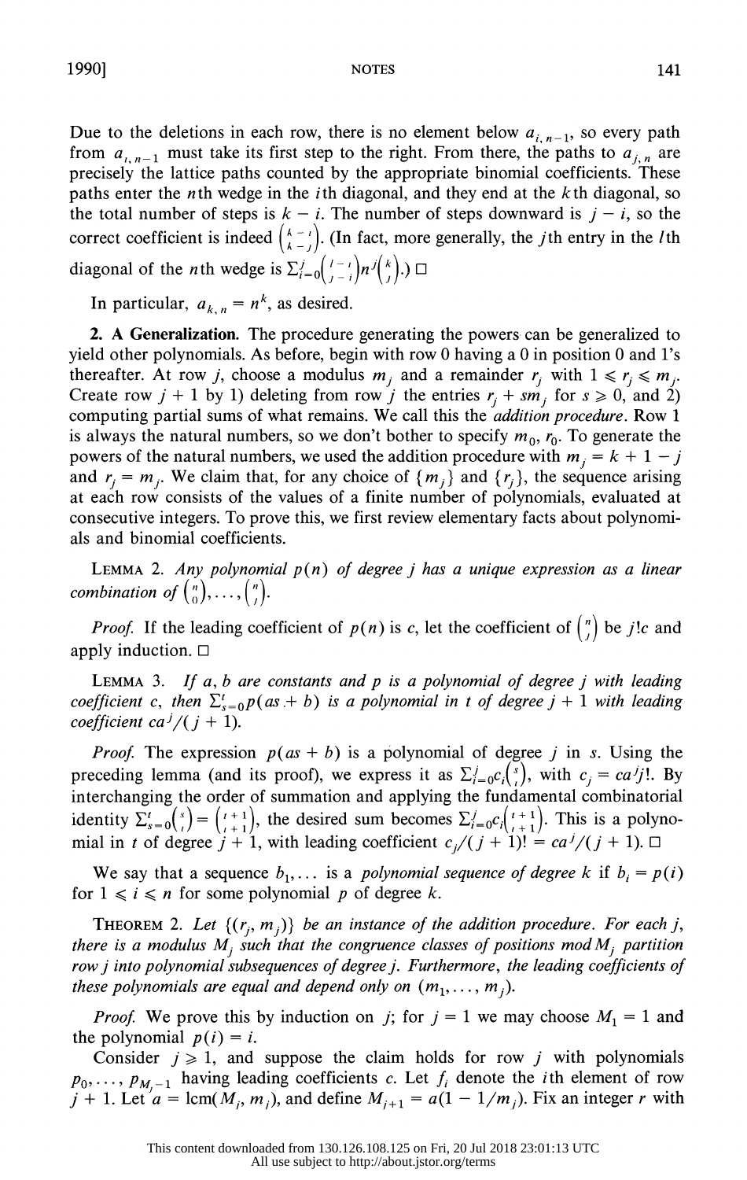Due to the deletions in each row, there is no element below $a_{i,n-1}$, so every path from $a_{i,n-1}$ must take its first step to the right. From there, the paths to $a_{j,n}$ are precisely the lattice paths counted by the appropriate binomial coefficients. These paths enter the $n$th wedge in the $i$th diagonal, and they end at the $k$th diagonal, so the total number of steps is $k - i$. The number of steps downward is $j - i$, so the correct coefficient is indeed $\binom{k-i}{k-j}$. (In fact, more generally, the $j$th entry in the $l$th diagonal of the $n$th wedge is $\sum_{i=0}^{j}\binom{l-i}{j-i}n^j\binom{k}{j}$.) □

In particular, $a_{k,n} = n^k$, as desired.

**2. A Generalization.** The procedure generating the powers can be generalized to yield other polynomials. As before, begin with row 0 having a 0 in position 0 and 1's thereafter. At row $j$, choose a modulus $m_j$ and a remainder $r_j$ with $1 \leq r_j \leq m_j$. Create row $j + 1$ by 1) deleting from row $j$ the entries $r_j + sm_j$ for $s \geq 0$, and 2) computing partial sums of what remains. We call this the *addition procedure*. Row 1 is always the natural numbers, so we don't bother to specify $m_0$, $r_0$. To generate the powers of the natural numbers, we used the addition procedure with $m_j = k + 1 - j$ and $r_j = m_j$. We claim that, for any choice of $\{m_j\}$ and $\{r_j\}$, the sequence arising at each row consists of the values of a finite number of polynomials, evaluated at consecutive integers. To prove this, we first review elementary facts about polynomials and binomial coefficients.

LEMMA 2. *Any polynomial $p(n)$ of degree $j$ has a unique expression as a linear combination of $\binom{n}{0}, \ldots, \binom{n}{j}$.*

*Proof.* If the leading coefficient of $p(n)$ is $c$, let the coefficient of $\binom{n}{j}$ be $j!c$ and apply induction. □

LEMMA 3. *If $a, b$ are constants and $p$ is a polynomial of degree $j$ with leading coefficient $c$, then $\sum_{s=0}^{t} p(as + b)$ is a polynomial in $t$ of degree $j + 1$ with leading coefficient $ca^j/(j + 1)$.*

*Proof.* The expression $p(as + b)$ is a polynomial of degree $j$ in $s$. Using the preceding lemma (and its proof), we express it as $\sum_{i=0}^{j} c_i\binom{s}{i}$, with $c_j = ca^j j!$. By interchanging the order of summation and applying the fundamental combinatorial identity $\sum_{s=0}^{t}\binom{s}{i} = \binom{t+1}{i+1}$, the desired sum becomes $\sum_{i=0}^{j} c_i\binom{t+1}{i+1}$. This is a polynomial in $t$ of degree $j + 1$, with leading coefficient $c_j/(j + 1)! = ca^j/(j + 1)$. □

We say that a sequence $b_1, \ldots$ is a *polynomial sequence of degree $k$* if $b_i = p(i)$ for $1 \leq i \leq n$ for some polynomial $p$ of degree $k$.

THEOREM 2. *Let $\{(r_j, m_j)\}$ be an instance of the addition procedure. For each $j$, there is a modulus $M_j$ such that the congruence classes of positions mod $M_j$ partition row $j$ into polynomial subsequences of degree $j$. Furthermore, the leading coefficients of these polynomials are equal and depend only on $(m_1, \ldots, m_j)$.*

*Proof.* We prove this by induction on $j$; for $j = 1$ we may choose $M_1 = 1$ and the polynomial $p(i) = i$.

Consider $j \geq 1$, and suppose the claim holds for row $j$ with polynomials $p_0, \ldots, p_{M_j-1}$ having leading coefficients $c$. Let $f_i$ denote the $i$th element of row $j + 1$. Let $a = \operatorname{lcm}(M_j, m_j)$, and define $M_{j+1} = a(1 - 1/m_j)$. Fix an integer $r$ with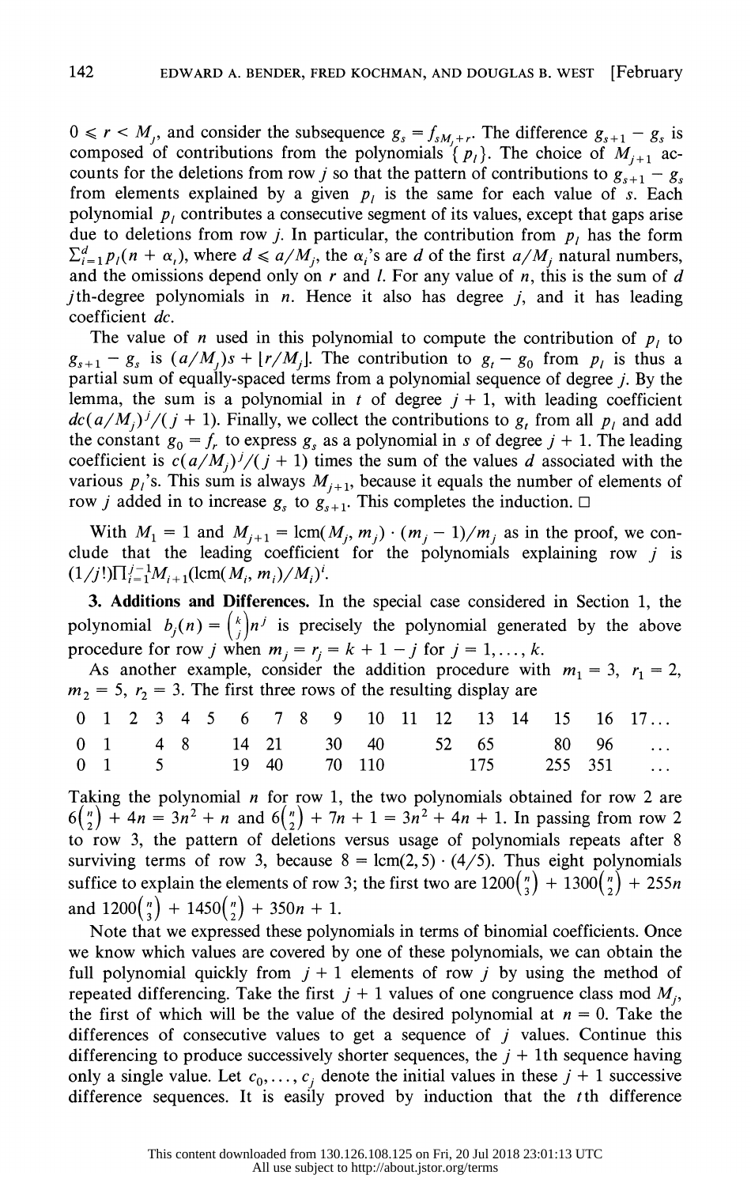$0 \leqslant r < M_j$, and consider the subsequence $g_s = f_{sM_j+r}$. The difference $g_{s+1} - g_s$ is composed of contributions from the polynomials $\{p_l\}$. The choice of $M_{j+1}$ accounts for the deletions from row $j$ so that the pattern of contributions to $g_{s+1} - g_s$ from elements explained by a given $p_l$ is the same for each value of $s$. Each polynomial $p_l$ contributes a consecutive segment of its values, except that gaps arise due to deletions from row $j$. In particular, the contribution from $p_l$ has the form $\sum_{i=1}^{d} p_l(n + \alpha_i)$, where $d \leqslant a/M_j$, the $\alpha_i$'s are $d$ of the first $a/M_j$ natural numbers, and the omissions depend only on $r$ and $l$. For any value of $n$, this is the sum of $d$ $j$th-degree polynomials in $n$. Hence it also has degree $j$, and it has leading coefficient $dc$.

The value of $n$ used in this polynomial to compute the contribution of $p_l$ to $g_{s+1} - g_s$ is $(a/M_j)s + \lfloor r/M_j \rfloor$. The contribution to $g_t - g_0$ from $p_l$ is thus a partial sum of equally-spaced terms from a polynomial sequence of degree $j$. By the lemma, the sum is a polynomial in $t$ of degree $j+1$, with leading coefficient $dc(a/M_j)^j/(j+1)$. Finally, we collect the contributions to $g_t$ from all $p_l$ and add the constant $g_0 = f_r$ to express $g_s$ as a polynomial in $s$ of degree $j+1$. The leading coefficient is $c(a/M_j)^j/(j+1)$ times the sum of the values $d$ associated with the various $p_l$'s. This sum is always $M_{j+1}$, because it equals the number of elements of row $j$ added in to increase $g_s$ to $g_{s+1}$. This completes the induction. □

With $M_1 = 1$ and $M_{j+1} = \operatorname{lcm}(M_j, m_j) \cdot (m_j - 1)/m_j$ as in the proof, we conclude that the leading coefficient for the polynomials explaining row $j$ is $(1/j!)\prod_{i=1}^{j-1} M_{i+1}(\operatorname{lcm}(M_i, m_i)/M_i)^i$.

## 3. Additions and Differences.

In the special case considered in Section 1, the polynomial $b_j(n) = \binom{k}{j} n^j$ is precisely the polynomial generated by the above procedure for row $j$ when $m_j = r_j = k + 1 - j$ for $j = 1, \ldots, k$.

As another example, consider the addition procedure with $m_1 = 3$, $r_1 = 2$, $m_2 = 5$, $r_2 = 3$. The first three rows of the resulting display are

| 0 | 1 | 2 | 3 | 4 | 5 | 6 | 7 | 8 | 9 | 10 | 11 | 12 | 13 | 14 | 15 | 16 | 17... |
|---|---|---|---|---|---|---|---|---|---|---|---|---|---|---|---|---|---|
| 0 | 1 | | 4 | 8 | | 14 | 21 | | 30 | 40 | | 52 | 65 | | 80 | 96 | ... |
| 0 | 1 | | 5 | | | 19 | 40 | | 70 | 110 | | | 175 | | 255 | 351 | ... |

Taking the polynomial $n$ for row 1, the two polynomials obtained for row 2 are $6\binom{n}{2} + 4n = 3n^2 + n$ and $6\binom{n}{2} + 7n + 1 = 3n^2 + 4n + 1$. In passing from row 2 to row 3, the pattern of deletions versus usage of polynomials repeats after 8 surviving terms of row 3, because $8 = \operatorname{lcm}(2,5) \cdot (4/5)$. Thus eight polynomials suffice to explain the elements of row 3; the first two are $1200\binom{n}{3} + 1300\binom{n}{2} + 255n$ and $1200\binom{n}{3} + 1450\binom{n}{2} + 350n + 1$.

Note that we expressed these polynomials in terms of binomial coefficients. Once we know which values are covered by one of these polynomials, we can obtain the full polynomial quickly from $j+1$ elements of row $j$ by using the method of repeated differencing. Take the first $j+1$ values of one congruence class mod $M_j$, the first of which will be the value of the desired polynomial at $n = 0$. Take the differences of consecutive values to get a sequence of $j$ values. Continue this differencing to produce successively shorter sequences, the $j+1$th sequence having only a single value. Let $c_0, \ldots, c_j$ denote the initial values in these $j+1$ successive difference sequences. It is easily proved by induction that the $t$th difference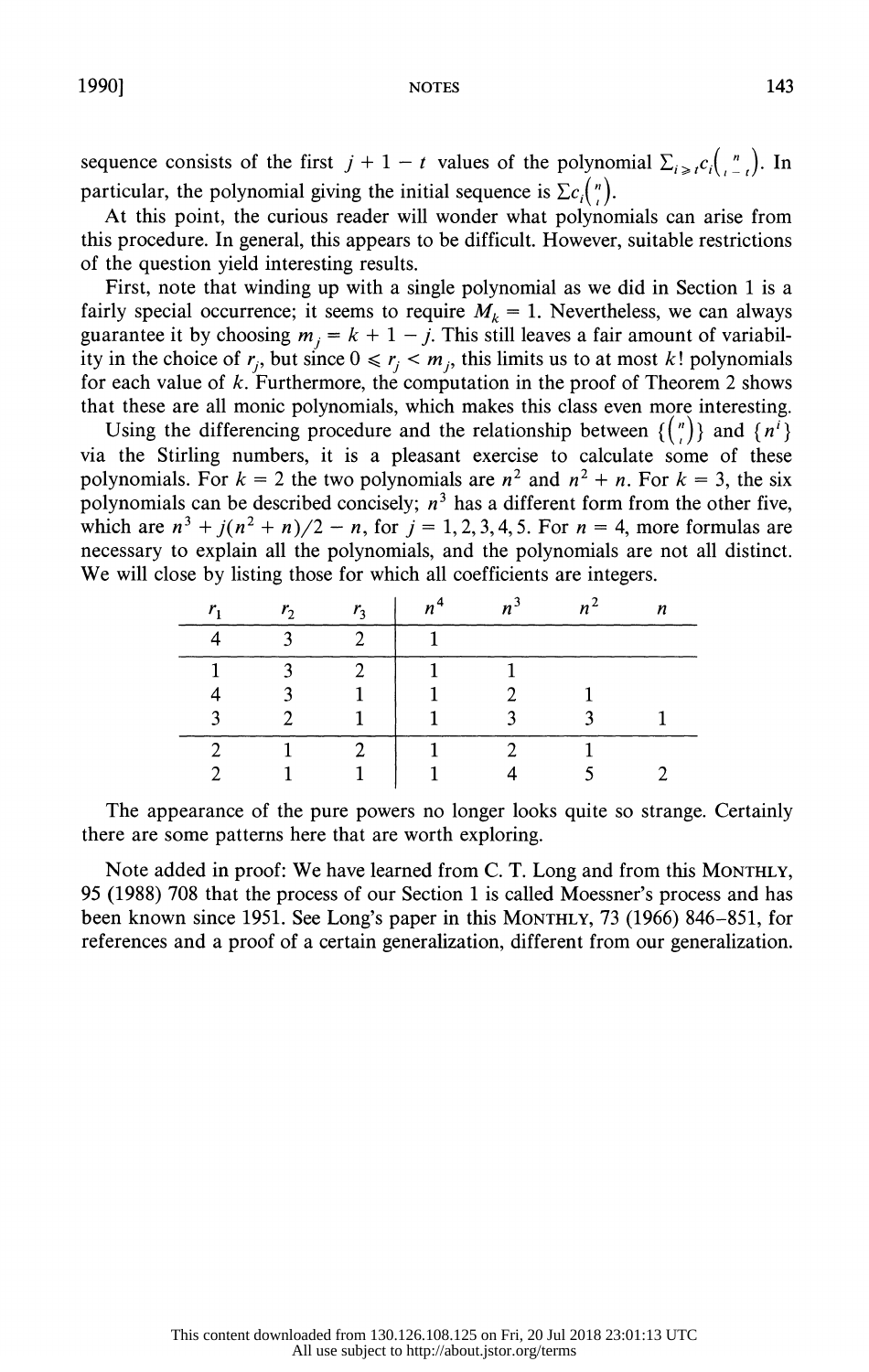sequence consists of the first $j + 1 - t$ values of the polynomial $\Sigma_{i \geqslant t} c_i \binom{n}{i - t}$. In particular, the polynomial giving the initial sequence is $\Sigma c_i \binom{n}{i}$.

At this point, the curious reader will wonder what polynomials can arise from this procedure. In general, this appears to be difficult. However, suitable restrictions of the question yield interesting results.

First, note that winding up with a single polynomial as we did in Section 1 is a fairly special occurrence; it seems to require $M_k = 1$. Nevertheless, we can always guarantee it by choosing $m_j = k + 1 - j$. This still leaves a fair amount of variability in the choice of $r_j$, but since $0 \leqslant r_j < m_j$, this limits us to at most $k!$ polynomials for each value of $k$. Furthermore, the computation in the proof of Theorem 2 shows that these are all monic polynomials, which makes this class even more interesting.

Using the differencing procedure and the relationship between $\{\binom{n}{i}\}$ and $\{n^i\}$ via the Stirling numbers, it is a pleasant exercise to calculate some of these polynomials. For $k = 2$ the two polynomials are $n^2$ and $n^2 + n$. For $k = 3$, the six polynomials can be described concisely; $n^3$ has a different form from the other five, which are $n^3 + j(n^2 + n)/2 - n$, for $j = 1, 2, 3, 4, 5$. For $n = 4$, more formulas are necessary to explain all the polynomials, and the polynomials are not all distinct. We will close by listing those for which all coefficients are integers.

| $r_1$ | $r_2$ | $r_3$ | $n^4$ | $n^3$ | $n^2$ | $n$ |
|---|---|---|---|---|---|---|
| 4 | 3 | 2 | 1 | | | |
| 1 | 3 | 2 | 1 | 1 | | |
| 4 | 3 | 1 | 1 | 2 | 1 | |
| 3 | 2 | 1 | 1 | 3 | 3 | 1 |
| 2 | 1 | 2 | 1 | 2 | 1 | |
| 2 | 1 | 1 | 1 | 4 | 5 | 2 |

The appearance of the pure powers no longer looks quite so strange. Certainly there are some patterns here that are worth exploring.

Note added in proof: We have learned from C. T. Long and from this MONTHLY, 95 (1988) 708 that the process of our Section 1 is called Moessner's process and has been known since 1951. See Long's paper in this MONTHLY, 73 (1966) 846–851, for references and a proof of a certain generalization, different from our generalization.